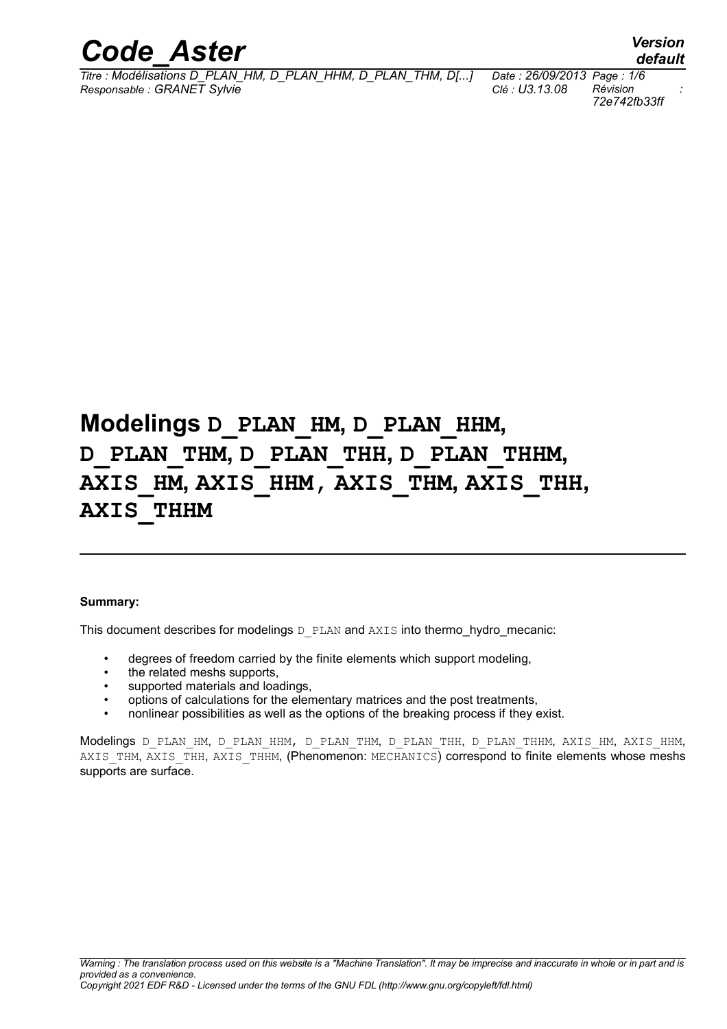# Modelings D_PLAN_HM, D_PLAN_HHM, D_PLAN_THM, D_PLAN_THH, D_PLAN_THHM, AXIS_HM, AXIS_HHM , AXIS_THM, AXIS_THH, AXIS_THHM

**Summary:**

This document describes for modelings D_PLAN and AXIS into thermo_hydro_mecanic:

- degrees of freedom carried by the finite elements which support modeling,
- the related meshs supports,
- supported materials and loadings,
- options of calculations for the elementary matrices and the post treatments,
- nonlinear possibilities as well as the options of the breaking process if they exist.

Modelings D_PLAN_HM, D_PLAN_HHM, D_PLAN_THM, D_PLAN_THH, D_PLAN_THHM, AXIS_HM, AXIS_HHM, AXIS_THM, AXIS_THH, AXIS_THHM, (Phenomenon: MECHANICS) correspond to finite elements whose meshs supports are surface.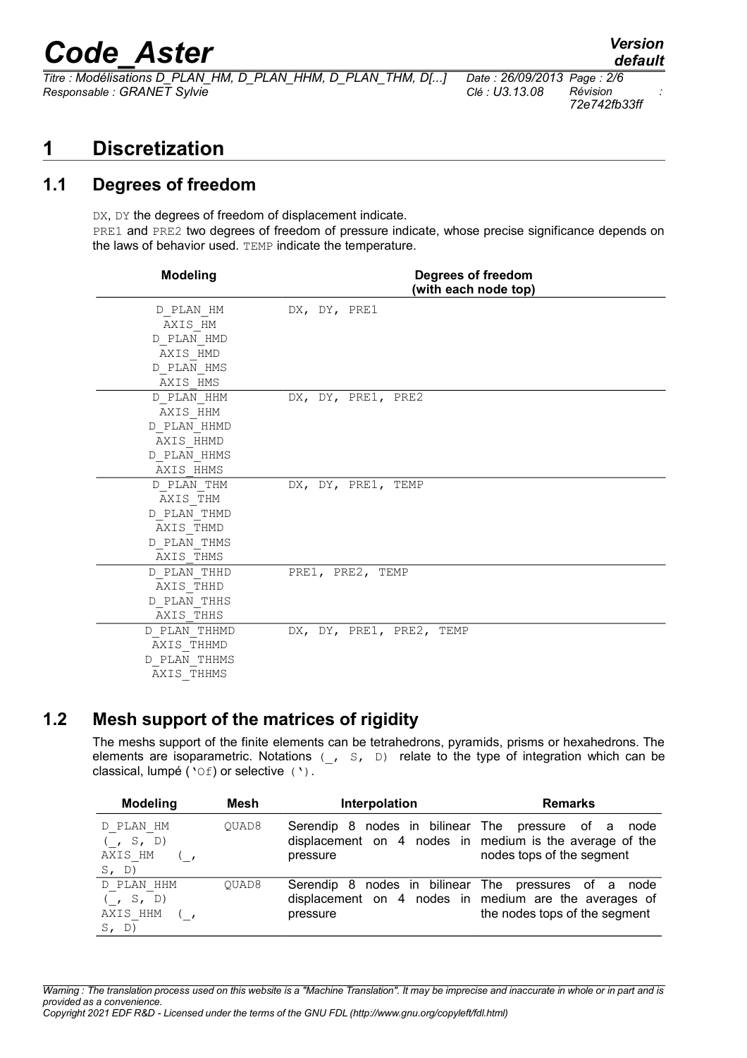# 1 Discretization

## 1.1 Degrees of freedom

DX, DY the degrees of freedom of displacement indicate.
PRE1 and PRE2 two degrees of freedom of pressure indicate, whose precise significance depends on the laws of behavior used. TEMP indicate the temperature.

| Modeling | Degrees of freedom (with each node top) |
|---|---|
| D_PLAN_HM<br>AXIS_HM<br>D_PLAN_HMD<br>AXIS_HMD<br>D_PLAN_HMS<br>AXIS_HMS | DX, DY, PRE1 |
| D_PLAN_HHM<br>AXIS_HHM<br>D_PLAN_HHMD<br>AXIS_HHMD<br>D_PLAN_HHMS<br>AXIS_HHMS | DX, DY, PRE1, PRE2 |
| D_PLAN_THM<br>AXIS_THM<br>D_PLAN_THMD<br>AXIS_THMD<br>D_PLAN_THMS<br>AXIS_THMS | DX, DY, PRE1, TEMP |
| D_PLAN_THHD<br>AXIS_THHD<br>D_PLAN_THHS<br>AXIS_THHS | PRE1, PRE2, TEMP |
| D_PLAN_THHMD<br>AXIS_THHMD<br>D_PLAN_THHMS<br>AXIS_THHMS | DX, DY, PRE1, PRE2, TEMP |

## 1.2 Mesh support of the matrices of rigidity

The meshs support of the finite elements can be tetrahedrons, pyramids, prisms or hexahedrons. The elements are isoparametric. Notations (_, S, D) relate to the type of integration which can be classical, lumpé ('Of) or selective (').

| Modeling | Mesh | Interpolation | Remarks |
|---|---|---|---|
| D_PLAN_HM (_, S, D)<br>AXIS_HM (_, S, D) | QUAD8 | Serendip 8 nodes in bilinear displacement on 4 nodes in pressure | The pressure of a node medium is the average of the nodes tops of the segment |
| D_PLAN_HHM (_, S, D)<br>AXIS_HHM (_, S, D) | QUAD8 | Serendip 8 nodes in bilinear displacement on 4 nodes in pressure | The pressures of a node medium are the averages of the nodes tops of the segment |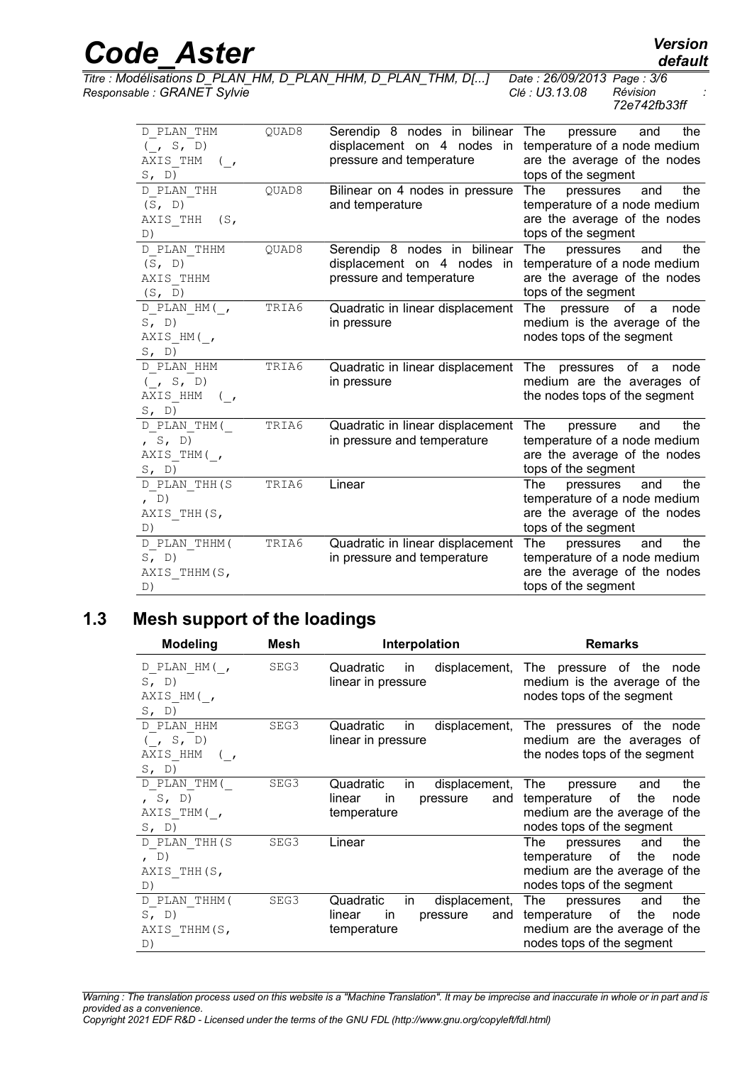| | | | |
|---|---|---|---|
| D_PLAN_THM (_, S, D) AXIS_THM (_, S, D) | QUAD8 | Serendip 8 nodes in bilinear displacement on 4 nodes in pressure and temperature | The pressure and the temperature of a node medium are the average of the nodes tops of the segment |
| D_PLAN_THH (S, D) AXIS_THH (S, D) | QUAD8 | Bilinear on 4 nodes in pressure and temperature | The pressures and the temperature of a node medium are the average of the nodes tops of the segment |
| D_PLAN_THHM (S, D) AXIS_THHM (S, D) | QUAD8 | Serendip 8 nodes in bilinear displacement on 4 nodes in pressure and temperature | The pressures and the temperature of a node medium are the average of the nodes tops of the segment |
| D_PLAN_HM(_, S, D) AXIS_HM(_, S, D) | TRIA6 | Quadratic in linear displacement in pressure | The pressure of a node medium is the average of the nodes tops of the segment |
| D_PLAN_HHM (_, S, D) AXIS_HHM (_, S, D) | TRIA6 | Quadratic in linear displacement in pressure | The pressures of a node medium are the averages of the nodes tops of the segment |
| D_PLAN_THM(_, S, D) AXIS_THM(_, S, D) | TRIA6 | Quadratic in linear displacement in pressure and temperature | The pressure and the temperature of a node medium are the average of the nodes tops of the segment |
| D_PLAN_THH(S, D) AXIS_THH(S, D) | TRIA6 | Linear | The pressures and the temperature of a node medium are the average of the nodes tops of the segment |
| D_PLAN_THHM(S, D) AXIS_THHM(S, D) | TRIA6 | Quadratic in linear displacement in pressure and temperature | The pressures and the temperature of a node medium are the average of the nodes tops of the segment |

## 1.3 Mesh support of the loadings

| Modeling | Mesh | Interpolation | Remarks |
|---|---|---|---|
| D_PLAN_HM(_, S, D) AXIS_HM(_, S, D) | SEG3 | Quadratic in displacement, linear in pressure | The pressure of the node medium is the average of the nodes tops of the segment |
| D_PLAN_HHM (_, S, D) AXIS_HHM (_, S, D) | SEG3 | Quadratic in displacement, linear in pressure | The pressures of the node medium are the averages of the nodes tops of the segment |
| D_PLAN_THM(_, S, D) AXIS_THM(_, S, D) | SEG3 | Quadratic in displacement, linear in pressure and temperature | The pressure and the temperature of the node medium are the average of the nodes tops of the segment |
| D_PLAN_THH(S, D) AXIS_THH(S, D) | SEG3 | Linear | The pressures and the temperature of the node medium are the average of the nodes tops of the segment |
| D_PLAN_THHM(S, D) AXIS_THHM(S, D) | SEG3 | Quadratic in displacement, linear in pressure and temperature | The pressures and the temperature of the node medium are the average of the nodes tops of the segment |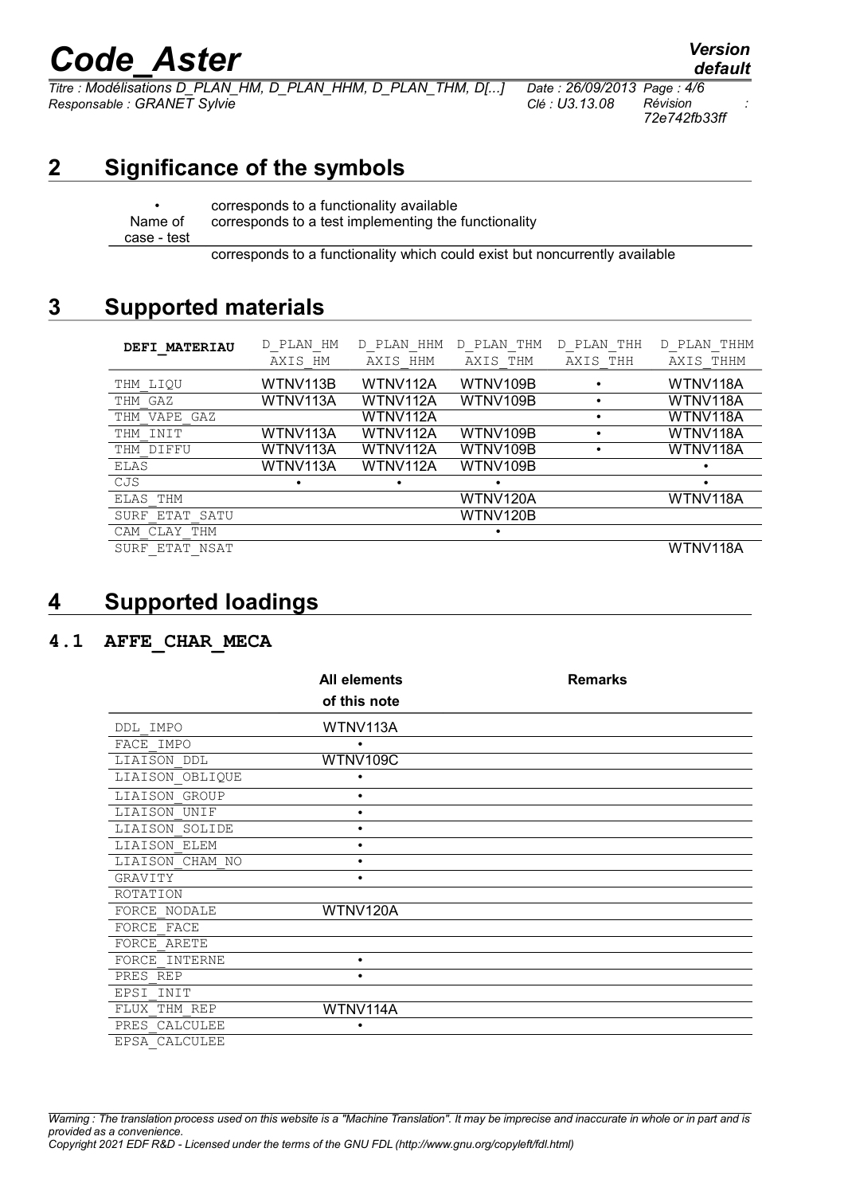# 2 Significance of the symbols

| | |
|---|---|
| • | corresponds to a functionality available |
| Name of case - test | corresponds to a test implementing the functionality |
| | corresponds to a functionality which could exist but noncurrently available |

# 3 Supported materials

| DEFI_MATERIAU | D_PLAN_HM AXIS_HM | D_PLAN_HHM AXIS_HHM | D_PLAN_THM AXIS_THM | D_PLAN_THH AXIS_THH | D_PLAN_THHM AXIS_THHM |
|---|---|---|---|---|---|
| THM_LIQU | WTNV113B | WTNV112A | WTNV109B | • | WTNV118A |
| THM_GAZ | WTNV113A | WTNV112A | WTNV109B | • | WTNV118A |
| THM_VAPE_GAZ | | WTNV112A | | • | WTNV118A |
| THM_INIT | WTNV113A | WTNV112A | WTNV109B | • | WTNV118A |
| THM_DIFFU | WTNV113A | WTNV112A | WTNV109B | • | WTNV118A |
| ELAS | WTNV113A | WTNV112A | WTNV109B | | • |
| CJS | • | • | • | | • |
| ELAS_THM | | | WTNV120A | | WTNV118A |
| SURF_ETAT_SATU | | | WTNV120B | | |
| CAM_CLAY_THM | | | • | | |
| SURF_ETAT_NSAT | | | | | WTNV118A |

# 4 Supported loadings

## 4.1 AFFE_CHAR_MECA

| | All elements of this note | Remarks |
|---|---|---|
| DDL_IMPO | WTNV113A | |
| FACE_IMPO | • | |
| LIAISON_DDL | WTNV109C | |
| LIAISON_OBLIQUE | • | |
| LIAISON_GROUP | • | |
| LIAISON_UNIF | • | |
| LIAISON_SOLIDE | • | |
| LIAISON_ELEM | • | |
| LIAISON_CHAM_NO | • | |
| GRAVITY | • | |
| ROTATION | | |
| FORCE_NODALE | WTNV120A | |
| FORCE_FACE | | |
| FORCE_ARETE | | |
| FORCE_INTERNE | • | |
| PRES_REP | • | |
| EPSI_INIT | | |
| FLUX_THM_REP | WTNV114A | |
| PRES_CALCULEE | • | |
| EPSA_CALCULEE | | |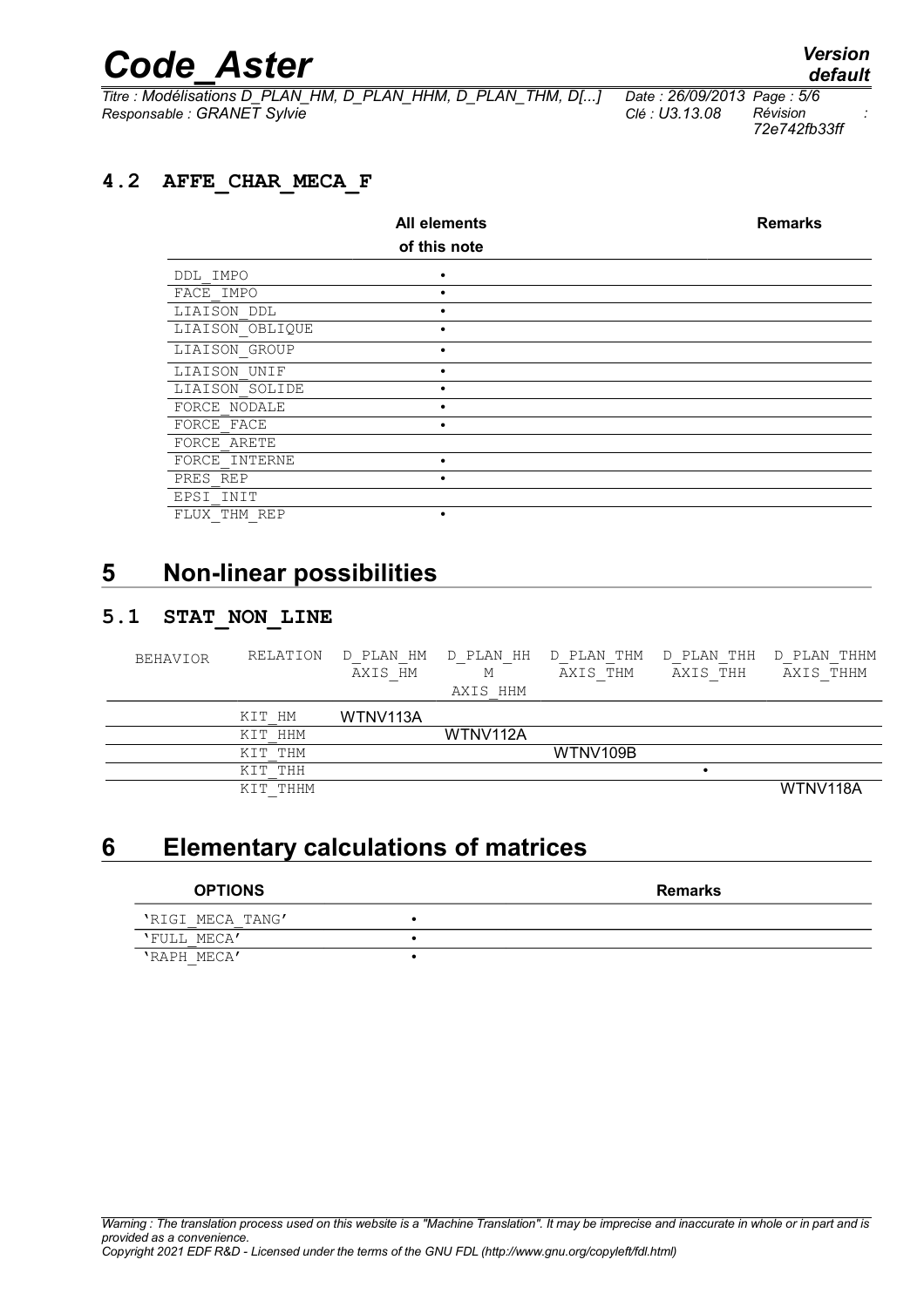## 4.2 AFFE_CHAR_MECA_F

| | All elements of this note | Remarks |
|---|---|---|
| DDL_IMPO | • | |
| FACE_IMPO | • | |
| LIAISON_DDL | • | |
| LIAISON_OBLIQUE | • | |
| LIAISON_GROUP | • | |
| LIAISON_UNIF | • | |
| LIAISON_SOLIDE | • | |
| FORCE_NODALE | • | |
| FORCE_FACE | • | |
| FORCE_ARETE | | |
| FORCE_INTERNE | • | |
| PRES_REP | • | |
| EPSI_INIT | | |
| FLUX_THM_REP | • | |

# 5 Non-linear possibilities

## 5.1 STAT_NON_LINE

| BEHAVIOR | RELATION | D_PLAN_HM AXIS_HM | D_PLAN_HHM AXIS_HHM | D_PLAN_THM AXIS_THM | D_PLAN_THH AXIS_THH | D_PLAN_THHM AXIS_THHM |
|---|---|---|---|---|---|---|
| | KIT_HM | WTNV113A | | | | |
| | KIT_HHM | | WTNV112A | | | |
| | KIT_THM | | | WTNV109B | | |
| | KIT_THH | | | | • | |
| | KIT_THHM | | | | | WTNV118A |

# 6 Elementary calculations of matrices

| OPTIONS | | Remarks |
|---|---|---|
| 'RIGI_MECA_TANG' | • | |
| 'FULL_MECA' | • | |
| 'RAPH_MECA' | • | |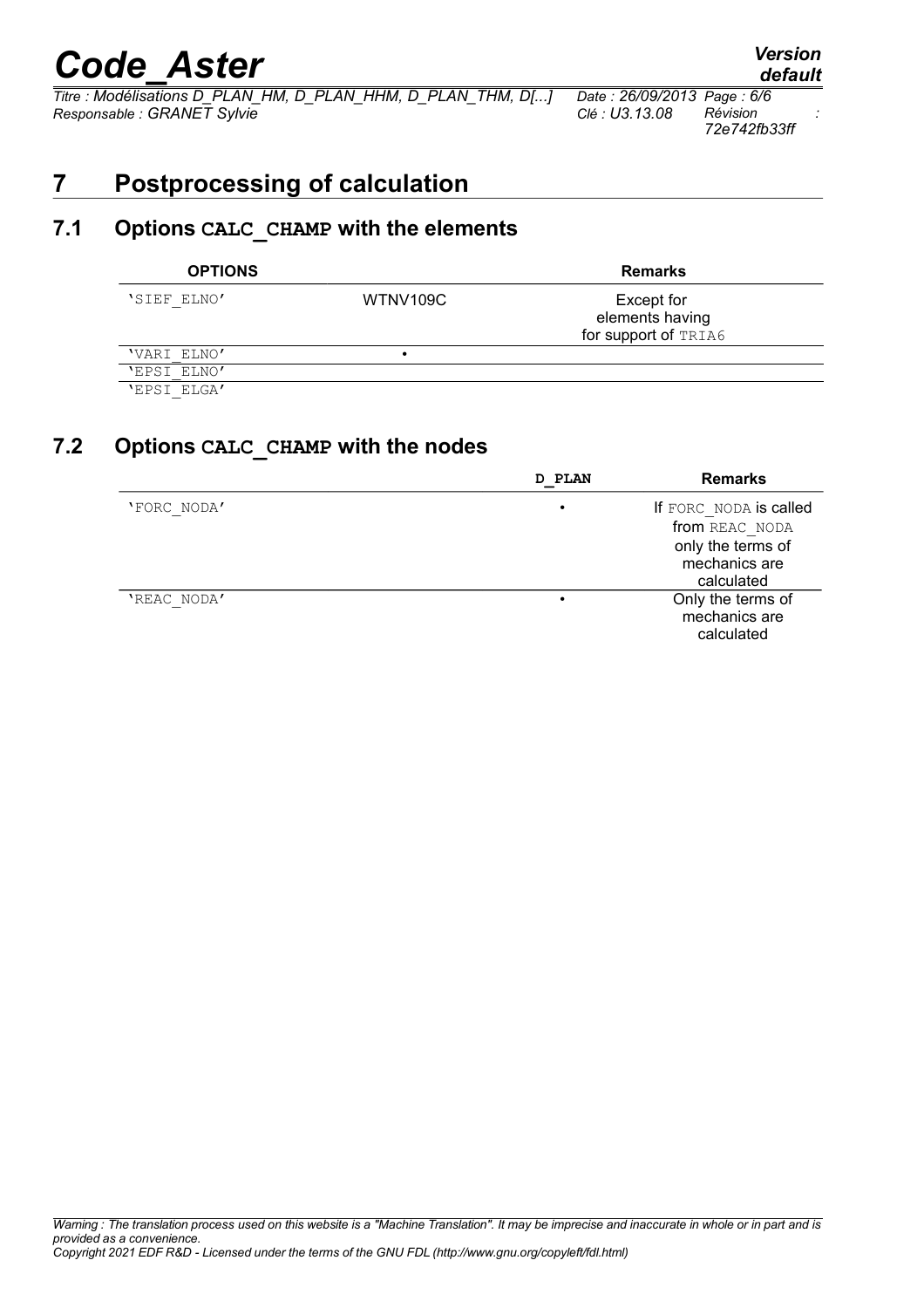# 7 Postprocessing of calculation

## 7.1 Options CALC_CHAMP with the elements

| OPTIONS | | Remarks |
|---|---|---|
| 'SIEF_ELNO' | WTNV109C | Except for elements having for support of TRIA6 |
| 'VARI_ELNO' | • | |
| 'EPSI_ELNO' | | |
| 'EPSI_ELGA' | | |

## 7.2 Options CALC_CHAMP with the nodes

| | D_PLAN | Remarks |
|---|---|---|
| 'FORC_NODA' | • | If FORC_NODA is called from REAC_NODA only the terms of mechanics are calculated |
| 'REAC_NODA' | • | Only the terms of mechanics are calculated |